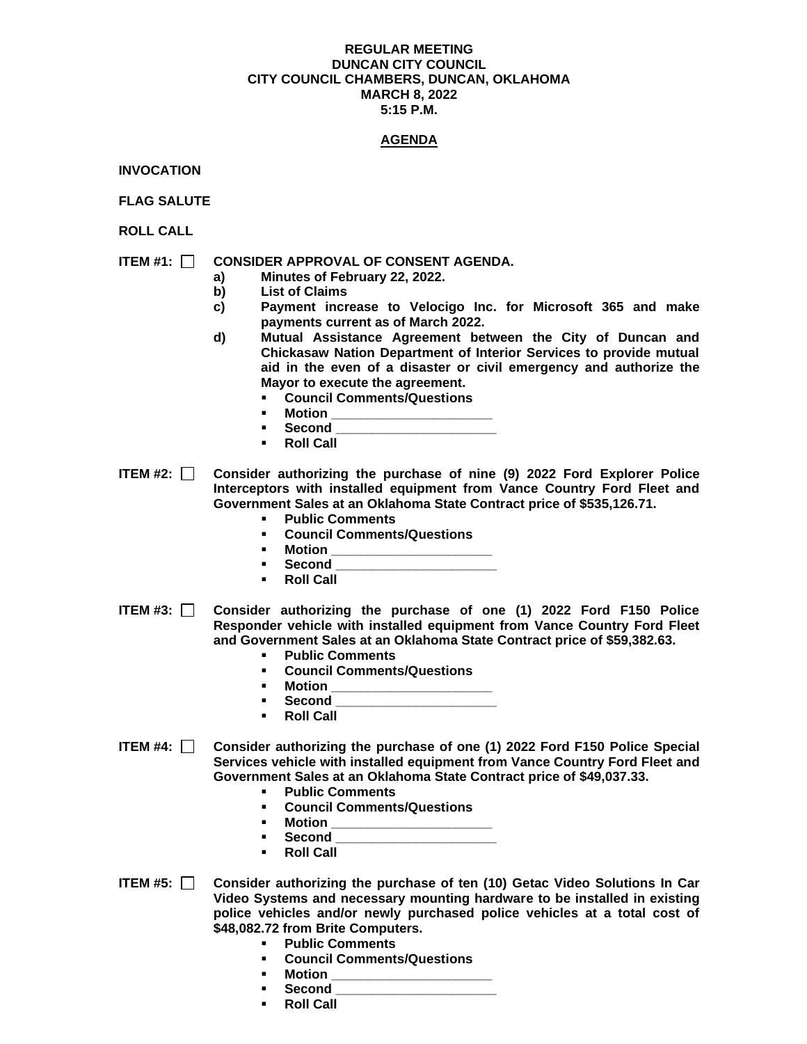**REGULAR MEETING**
**DUNCAN CITY COUNCIL**
**CITY COUNCIL CHAMBERS, DUNCAN, OKLAHOMA**
**MARCH 8, 2022**
**5:15 P.M.**

**AGENDA**

**INVOCATION**

**FLAG SALUTE**

**ROLL CALL**

**ITEM #1: ☐ CONSIDER APPROVAL OF CONSENT AGENDA.**

- **a) Minutes of February 22, 2022.**
- **b) List of Claims**
- **c) Payment increase to Velocigo Inc. for Microsoft 365 and make payments current as of March 2022.**
- **d) Mutual Assistance Agreement between the City of Duncan and Chickasaw Nation Department of Interior Services to provide mutual aid in the even of a disaster or civil emergency and authorize the Mayor to execute the agreement.**
  - **Council Comments/Questions**
  - **Motion ____________________**
  - **Second ____________________**
  - **Roll Call**

**ITEM #2: ☐ Consider authorizing the purchase of nine (9) 2022 Ford Explorer Police Interceptors with installed equipment from Vance Country Ford Fleet and Government Sales at an Oklahoma State Contract price of $535,126.71.**

- **Public Comments**
- **Council Comments/Questions**
- **Motion ____________________**
- **Second ____________________**
- **Roll Call**

**ITEM #3: ☐ Consider authorizing the purchase of one (1) 2022 Ford F150 Police Responder vehicle with installed equipment from Vance Country Ford Fleet and Government Sales at an Oklahoma State Contract price of $59,382.63.**

- **Public Comments**
- **Council Comments/Questions**
- **Motion ____________________**
- **Second ____________________**
- **Roll Call**

**ITEM #4: ☐ Consider authorizing the purchase of one (1) 2022 Ford F150 Police Special Services vehicle with installed equipment from Vance Country Ford Fleet and Government Sales at an Oklahoma State Contract price of $49,037.33.**

- **Public Comments**
- **Council Comments/Questions**
- **Motion ____________________**
- **Second ____________________**
- **Roll Call**

**ITEM #5: ☐ Consider authorizing the purchase of ten (10) Getac Video Solutions In Car Video Systems and necessary mounting hardware to be installed in existing police vehicles and/or newly purchased police vehicles at a total cost of $48,082.72 from Brite Computers.**

- **Public Comments**
- **Council Comments/Questions**
- **Motion ____________________**
- **Second ____________________**
- **Roll Call**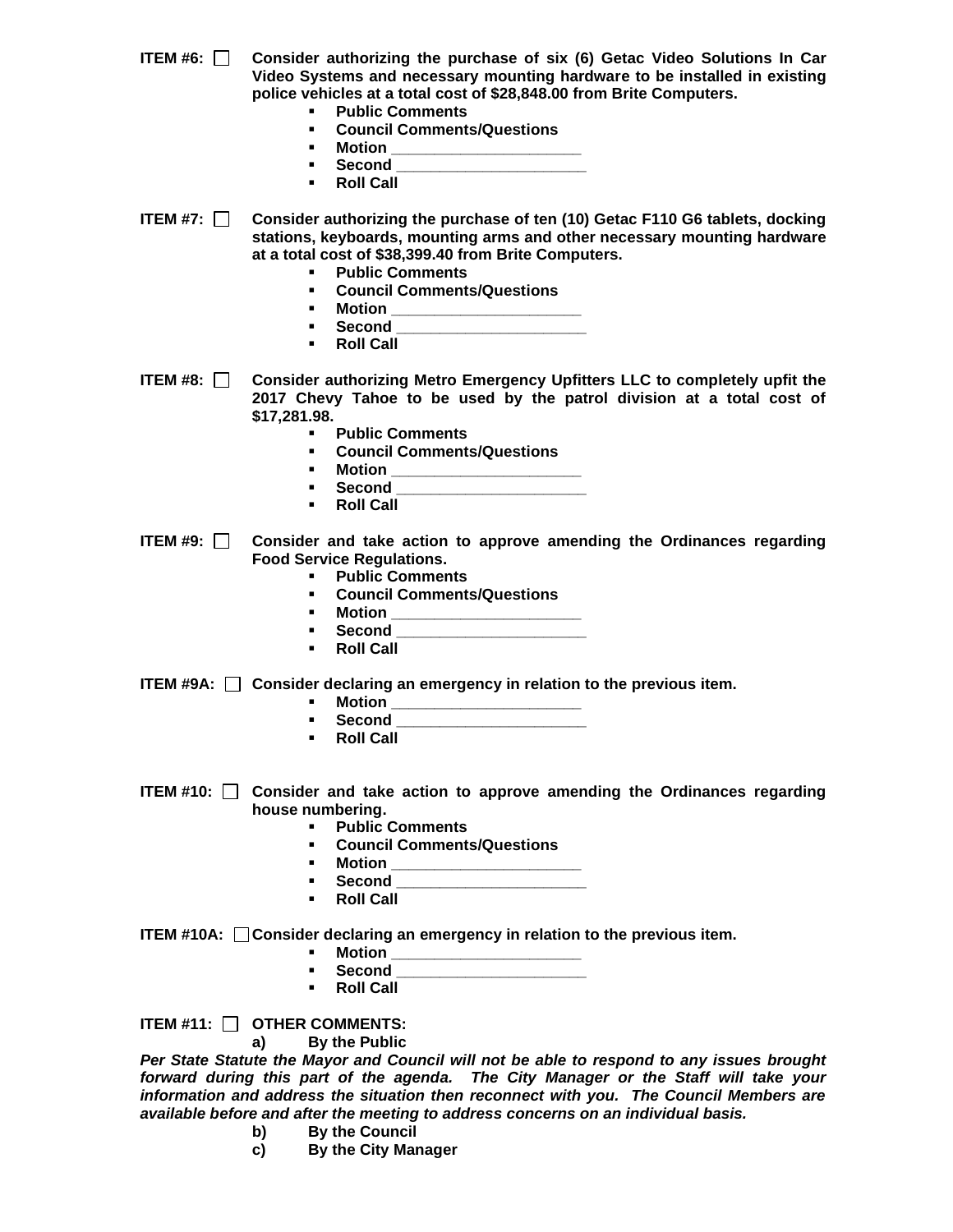**ITEM #6:** ☐ **Consider authorizing the purchase of six (6) Getac Video Solutions In Car Video Systems and necessary mounting hardware to be installed in existing police vehicles at a total cost of $28,848.00 from Brite Computers.**

- **Public Comments**
- **Council Comments/Questions**
- **Motion ______________________**
- **Second ______________________**
- **Roll Call**

**ITEM #7:** ☐ **Consider authorizing the purchase of ten (10) Getac F110 G6 tablets, docking stations, keyboards, mounting arms and other necessary mounting hardware at a total cost of $38,399.40 from Brite Computers.**

- **Public Comments**
- **Council Comments/Questions**
- **Motion ______________________**
- **Second ______________________**
- **Roll Call**

**ITEM #8:** ☐ **Consider authorizing Metro Emergency Upfitters LLC to completely upfit the 2017 Chevy Tahoe to be used by the patrol division at a total cost of $17,281.98.**

- **Public Comments**
- **Council Comments/Questions**
- **Motion ______________________**
- **Second ______________________**
- **Roll Call**

**ITEM #9:** ☐ **Consider and take action to approve amending the Ordinances regarding Food Service Regulations.**

- **Public Comments**
- **Council Comments/Questions**
- **Motion ______________________**
- **Second ______________________**
- **Roll Call**

**ITEM #9A:** ☐ **Consider declaring an emergency in relation to the previous item.**

- **Motion ______________________**
- **Second ______________________**
- **Roll Call**

**ITEM #10:** ☐ **Consider and take action to approve amending the Ordinances regarding house numbering.**

- **Public Comments**
- **Council Comments/Questions**
- **Motion ______________________**
- **Second ______________________**
- **Roll Call**

**ITEM #10A:** ☐ **Consider declaring an emergency in relation to the previous item.**

- **Motion ______________________**
- **Second ______________________**
- **Roll Call**

**ITEM #11:** ☐ **OTHER COMMENTS:**

**a) By the Public**

***Per State Statute the Mayor and Council will not be able to respond to any issues brought forward during this part of the agenda. The City Manager or the Staff will take your information and address the situation then reconnect with you. The Council Members are available before and after the meeting to address concerns on an individual basis.***

**b) By the Council**

**c) By the City Manager**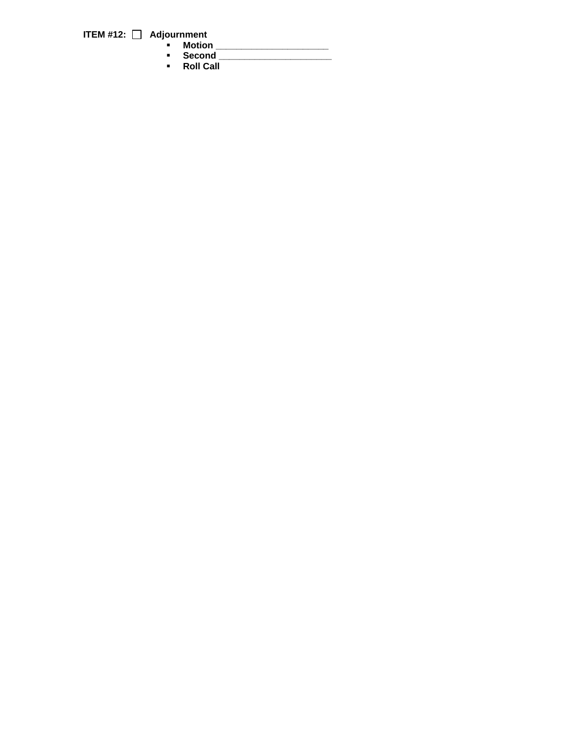**ITEM #12:** ☐ **Adjourment**

- **Motion** _____________________
- **Second** _____________________
- **Roll Call**

**ITEM #12:** ☐ **Adjournment**

- **Motion** _____________________
- **Second** _____________________
- **Roll Call**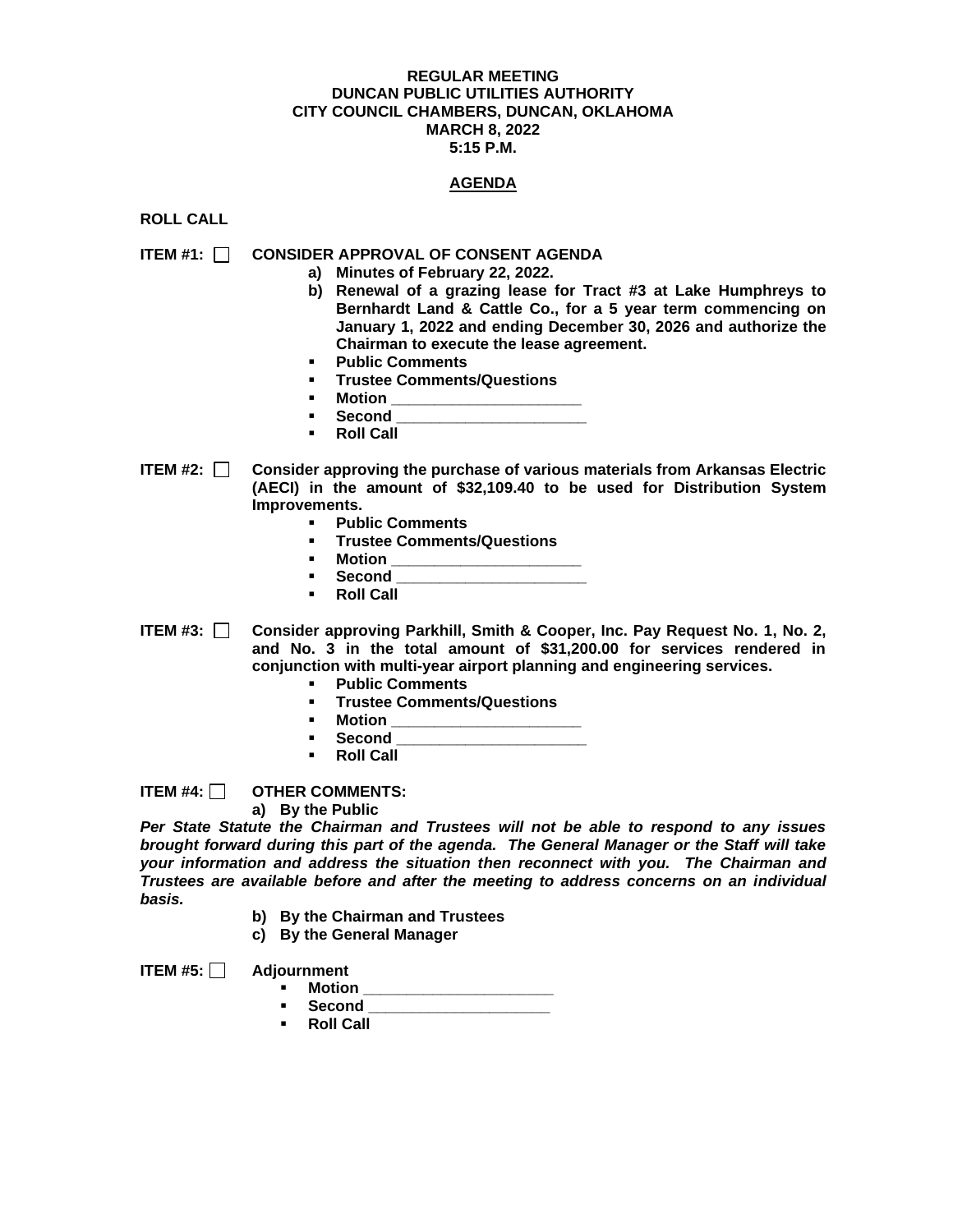**REGULAR MEETING**
**DUNCAN PUBLIC UTILITIES AUTHORITY**
**CITY COUNCIL CHAMBERS, DUNCAN, OKLAHOMA**
**MARCH 8, 2022**
**5:15 P.M.**

**AGENDA**

**ROLL CALL**

**ITEM #1:** ☐ **CONSIDER APPROVAL OF CONSENT AGENDA**

- **a) Minutes of February 22, 2022.**
- **b) Renewal of a grazing lease for Tract #3 at Lake Humphreys to Bernhardt Land & Cattle Co., for a 5 year term commencing on January 1, 2022 and ending December 30, 2026 and authorize the Chairman to execute the lease agreement.**
- **Public Comments**
- **Trustee Comments/Questions**
- **Motion ______________________**
- **Second ______________________**
- **Roll Call**

**ITEM #2:** ☐ **Consider approving the purchase of various materials from Arkansas Electric (AECI) in the amount of $32,109.40 to be used for Distribution System Improvements.**

- **Public Comments**
- **Trustee Comments/Questions**
- **Motion ______________________**
- **Second ______________________**
- **Roll Call**

**ITEM #3:** ☐ **Consider approving Parkhill, Smith & Cooper, Inc. Pay Request No. 1, No. 2, and No. 3 in the total amount of $31,200.00 for services rendered in conjunction with multi-year airport planning and engineering services.**

- **Public Comments**
- **Trustee Comments/Questions**
- **Motion ______________________**
- **Second ______________________**
- **Roll Call**

**ITEM #4:** ☐ **OTHER COMMENTS:**

**a) By the Public**

***Per State Statute the Chairman and Trustees will not be able to respond to any issues brought forward during this part of the agenda. The General Manager or the Staff will take your information and address the situation then reconnect with you. The Chairman and Trustees are available before and after the meeting to address concerns on an individual basis.***

**b) By the Chairman and Trustees**
**c) By the General Manager**

**ITEM #5:** ☐ **Adjournment**

- **Motion _____________________**
- **Second _____________________**
- **Roll Call**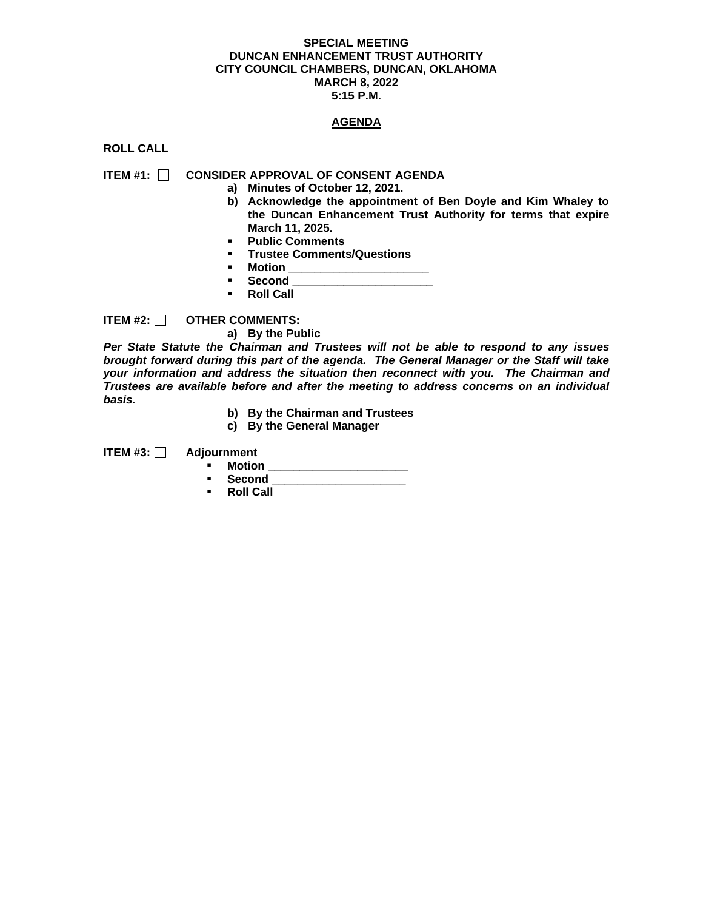**SPECIAL MEETING**
**DUNCAN ENHANCEMENT TRUST AUTHORITY**
**CITY COUNCIL CHAMBERS, DUNCAN, OKLAHOMA**
**MARCH 8, 2022**
**5:15 P.M.**

## AGENDA

**ROLL CALL**

**ITEM #1: ☐ CONSIDER APPROVAL OF CONSENT AGENDA**

**a) Minutes of October 12, 2021.**

**b) Acknowledge the appointment of Ben Doyle and Kim Whaley to the Duncan Enhancement Trust Authority for terms that expire March 11, 2025.**

- **Public Comments**
- **Trustee Comments/Questions**
- **Motion _____________________**
- **Second _____________________**
- **Roll Call**

**ITEM #2: ☐ OTHER COMMENTS:**

**a) By the Public**

***Per State Statute the Chairman and Trustees will not be able to respond to any issues brought forward during this part of the agenda. The General Manager or the Staff will take your information and address the situation then reconnect with you. The Chairman and Trustees are available before and after the meeting to address concerns on an individual basis.***

**b) By the Chairman and Trustees**

**c) By the General Manager**

**ITEM #3: ☐ Adjournment**

- **Motion _____________________**
- **Second _____________________**
- **Roll Call**